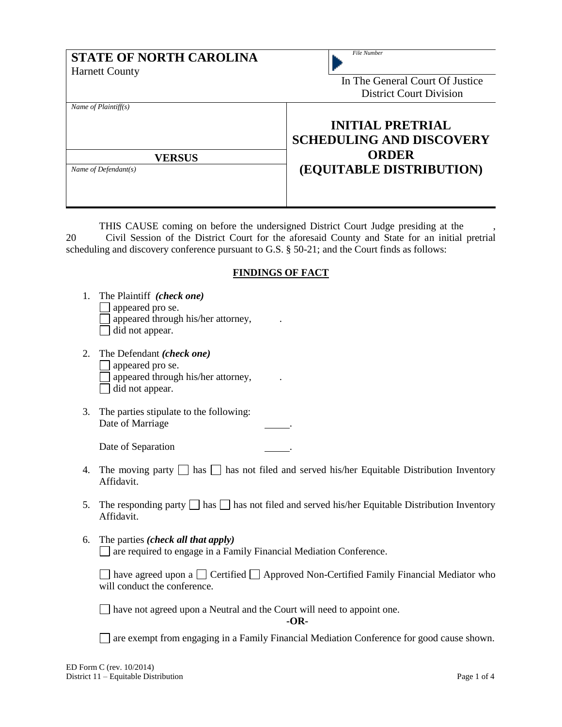**STATE OF NORTH CAROLINA**
Harnett County

*File Number*

In The General Court Of Justice
District Court Division

*Name of Plaintiff(s)*

**VERSUS**

*Name of Defendant(s)*

# INITIAL PRETRIAL SCHEDULING AND DISCOVERY ORDER (EQUITABLE DISTRIBUTION)

THIS CAUSE coming on before the undersigned District Court Judge presiding at the , 20 Civil Session of the District Court for the aforesaid County and State for an initial pretrial scheduling and discovery conference pursuant to G.S. § 50-21; and the Court finds as follows:

## FINDINGS OF FACT

1. The Plaintiff *(check one)*
   ☐ appeared pro se.
   ☐ appeared through his/her attorney, .
   ☐ did not appear.

2. The Defendant *(check one)*
   ☐ appeared pro se.
   ☐ appeared through his/her attorney, .
   ☐ did not appear.

3. The parties stipulate to the following:
   Date of Marriage _____.

   Date of Separation _____.

4. The moving party ☐ has ☐ has not filed and served his/her Equitable Distribution Inventory Affidavit.

5. The responding party ☐ has ☐ has not filed and served his/her Equitable Distribution Inventory Affidavit.

6. The parties *(check all that apply)*
   ☐ are required to engage in a Family Financial Mediation Conference.

   ☐ have agreed upon a ☐ Certified ☐ Approved Non-Certified Family Financial Mediator who will conduct the conference.

   ☐ have not agreed upon a Neutral and the Court will need to appoint one.

   **-OR-**

   ☐ are exempt from engaging in a Family Financial Mediation Conference for good cause shown.

ED Form C (rev. 10/2014)
District 11 – Equitable Distribution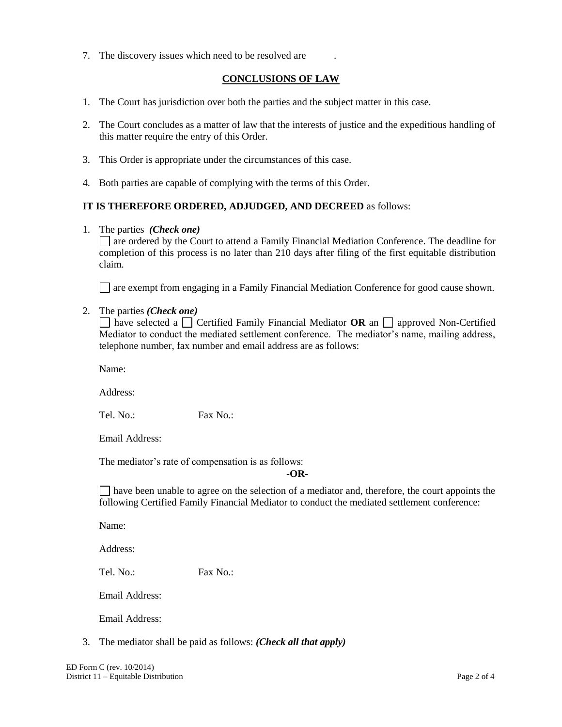7. The discovery issues which need to be resolved are .

## CONCLUSIONS OF LAW

1. The Court has jurisdiction over both the parties and the subject matter in this case.

2. The Court concludes as a matter of law that the interests of justice and the expeditious handling of this matter require the entry of this Order.

3. This Order is appropriate under the circumstances of this case.

4. Both parties are capable of complying with the terms of this Order.

**IT IS THEREFORE ORDERED, ADJUDGED, AND DECREED** as follows:

1. The parties ***(Check one)***

   ☐ are ordered by the Court to attend a Family Financial Mediation Conference. The deadline for completion of this process is no later than 210 days after filing of the first equitable distribution claim.

   ☐ are exempt from engaging in a Family Financial Mediation Conference for good cause shown.

2. The parties ***(Check one)***

   ☐ have selected a ☐ Certified Family Financial Mediator **OR** an ☐ approved Non-Certified Mediator to conduct the mediated settlement conference. The mediator's name, mailing address, telephone number, fax number and email address are as follows:

   Name:

   Address:

   Tel. No.: Fax No.:

   Email Address:

   The mediator's rate of compensation is as follows:

   **-OR-**

   ☐ have been unable to agree on the selection of a mediator and, therefore, the court appoints the following Certified Family Financial Mediator to conduct the mediated settlement conference:

   Name:

   Address:

   Tel. No.: Fax No.:

   Email Address:

   Email Address:

3. The mediator shall be paid as follows: ***(Check all that apply)***

ED Form C (rev. 10/2014)
District 11 – Equitable Distribution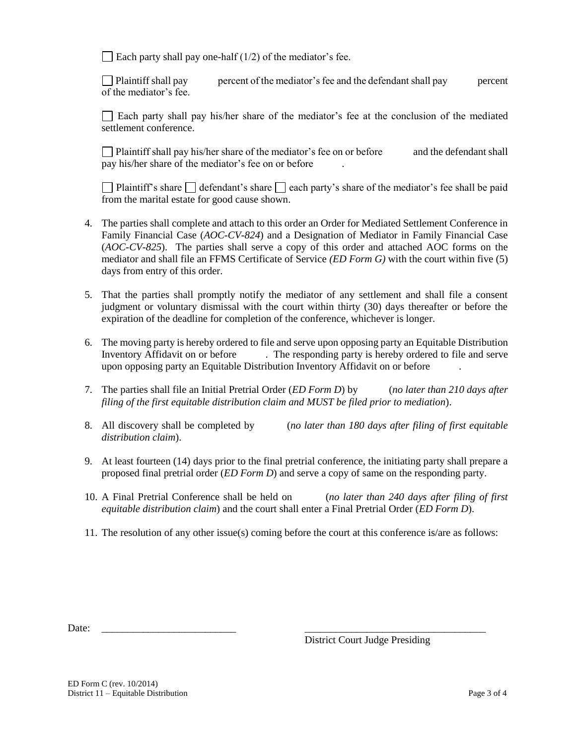☐ Each party shall pay one-half (1/2) of the mediator's fee.

☐ Plaintiff shall pay percent of the mediator's fee and the defendant shall pay percent of the mediator's fee.

☐ Each party shall pay his/her share of the mediator's fee at the conclusion of the mediated settlement conference.

☐ Plaintiff shall pay his/her share of the mediator's fee on or before and the defendant shall pay his/her share of the mediator's fee on or before .

☐ Plaintiff's share ☐ defendant's share ☐ each party's share of the mediator's fee shall be paid from the marital estate for good cause shown.

4. The parties shall complete and attach to this order an Order for Mediated Settlement Conference in Family Financial Case (*AOC-CV-824*) and a Designation of Mediator in Family Financial Case (*AOC-CV-825*). The parties shall serve a copy of this order and attached AOC forms on the mediator and shall file an FFMS Certificate of Service *(ED Form G)* with the court within five (5) days from entry of this order.

5. That the parties shall promptly notify the mediator of any settlement and shall file a consent judgment or voluntary dismissal with the court within thirty (30) days thereafter or before the expiration of the deadline for completion of the conference, whichever is longer.

6. The moving party is hereby ordered to file and serve upon opposing party an Equitable Distribution Inventory Affidavit on or before . The responding party is hereby ordered to file and serve upon opposing party an Equitable Distribution Inventory Affidavit on or before .

7. The parties shall file an Initial Pretrial Order (*ED Form D*) by (*no later than 210 days after filing of the first equitable distribution claim and MUST be filed prior to mediation*).

8. All discovery shall be completed by (*no later than 180 days after filing of first equitable distribution claim*).

9. At least fourteen (14) days prior to the final pretrial conference, the initiating party shall prepare a proposed final pretrial order (*ED Form D*) and serve a copy of same on the responding party.

10. A Final Pretrial Conference shall be held on (*no later than 240 days after filing of first equitable distribution claim*) and the court shall enter a Final Pretrial Order (*ED Form D*).

11. The resolution of any other issue(s) coming before the court at this conference is/are as follows:

Date: \_\_\_\_\_\_\_\_\_\_\_\_\_\_\_\_\_\_\_\_\_\_\_\_\_\_ \_\_\_\_\_\_\_\_\_\_\_\_\_\_\_\_\_\_\_\_\_\_\_\_\_\_\_\_\_\_\_\_\_\_\_\_

District Court Judge Presiding

ED Form C (rev. 10/2014)
District 11 – Equitable Distribution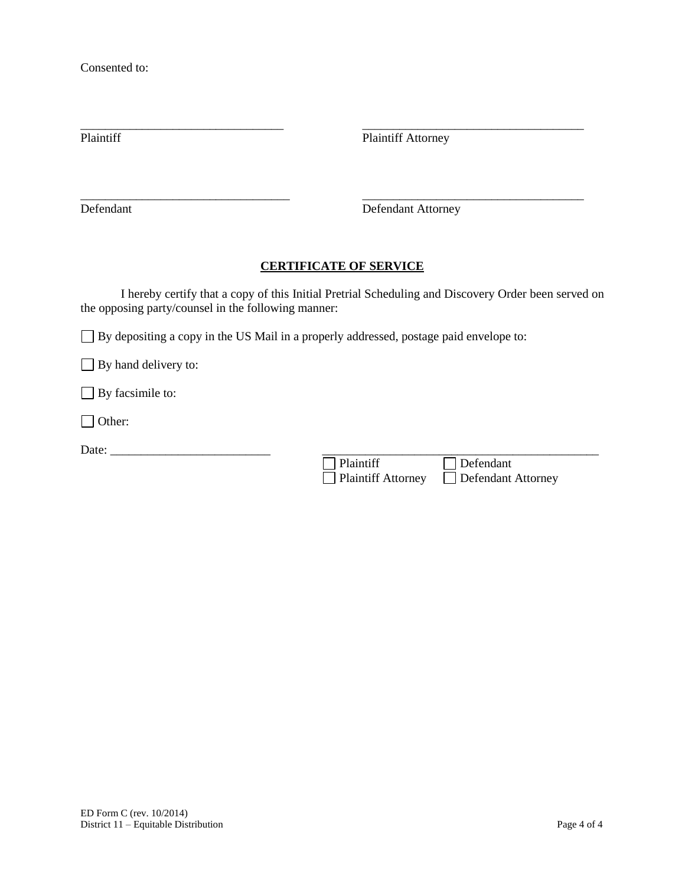Consented to:

\_\_\_\_\_\_\_\_\_\_\_\_\_\_\_\_\_\_\_\_\_\_\_\_\_\_\_\_\_\_\_\_\_\_ Plaintiff

\_\_\_\_\_\_\_\_\_\_\_\_\_\_\_\_\_\_\_\_\_\_\_\_\_\_\_\_\_\_\_\_\_\_\_\_\_ Plaintiff Attorney

\_\_\_\_\_\_\_\_\_\_\_\_\_\_\_\_\_\_\_\_\_\_\_\_\_\_\_\_\_\_\_\_\_\_ Defendant

\_\_\_\_\_\_\_\_\_\_\_\_\_\_\_\_\_\_\_\_\_\_\_\_\_\_\_\_\_\_\_\_\_\_\_\_\_ Defendant Attorney

## CERTIFICATE OF SERVICE

I hereby certify that a copy of this Initial Pretrial Scheduling and Discovery Order been served on the opposing party/counsel in the following manner:

☐ By depositing a copy in the US Mail in a properly addressed, postage paid envelope to:

☐ By hand delivery to:

☐ By facsimile to:

☐ Other:

Date: \_\_\_\_\_\_\_\_\_\_\_\_\_\_\_\_\_\_\_\_\_\_\_\_\_\_

\_\_\_\_\_\_\_\_\_\_\_\_\_\_\_\_\_\_\_\_\_\_\_\_\_\_\_\_\_\_\_\_\_\_\_\_\_\_\_\_\_\_\_\_\_\_

☐ Plaintiff ☐ Defendant
☐ Plaintiff Attorney ☐ Defendant Attorney

ED Form C (rev. 10/2014)
District 11 – Equitable Distribution